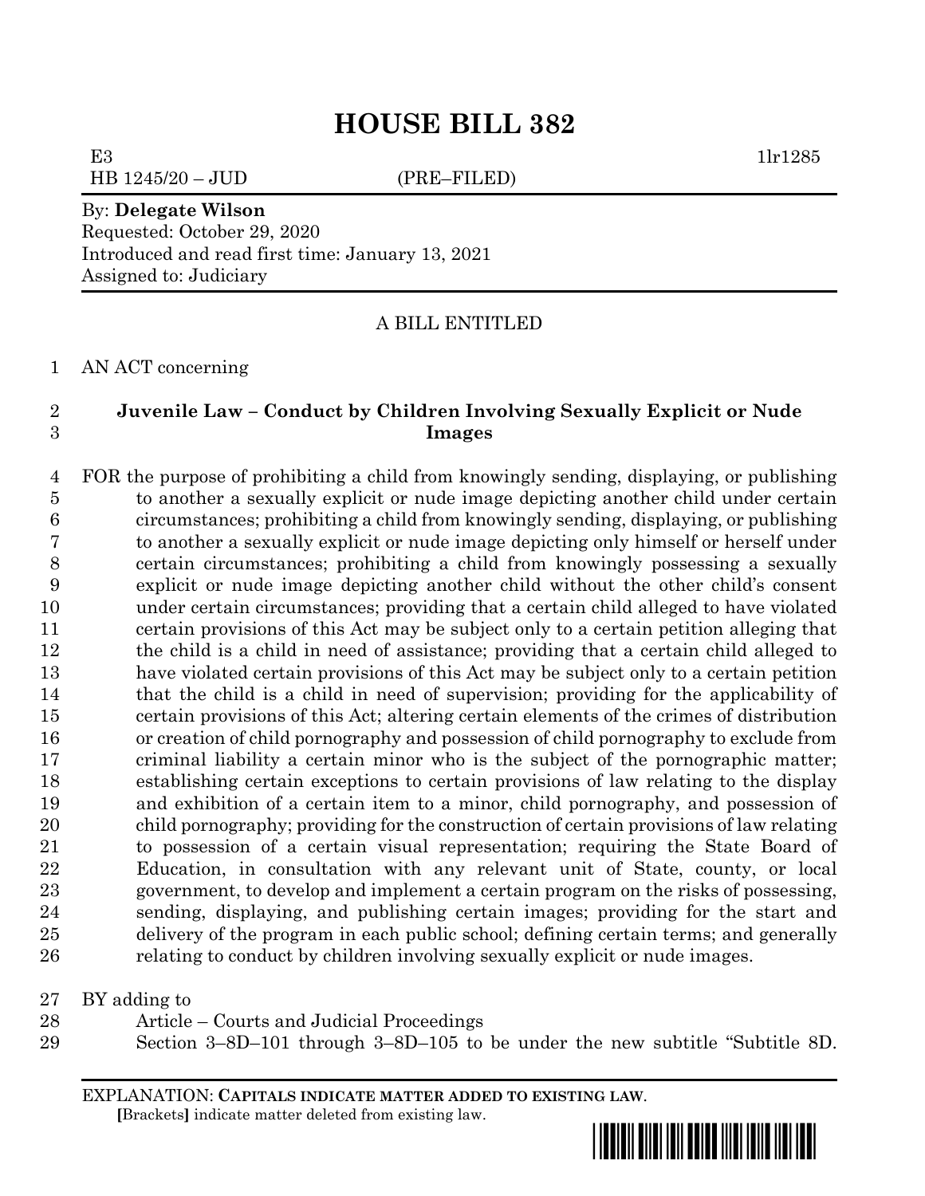# HOUSE BILL 382

E3 1lr1285
HB 1245/20 – JUD (PRE–FILED)

By: **Delegate Wilson**
Requested: October 29, 2020
Introduced and read first time: January 13, 2021
Assigned to: Judiciary

A BILL ENTITLED

AN ACT concerning

**Juvenile Law – Conduct by Children Involving Sexually Explicit or Nude Images**

FOR the purpose of prohibiting a child from knowingly sending, displaying, or publishing to another a sexually explicit or nude image depicting another child under certain circumstances; prohibiting a child from knowingly sending, displaying, or publishing to another a sexually explicit or nude image depicting only himself or herself under certain circumstances; prohibiting a child from knowingly possessing a sexually explicit or nude image depicting another child without the other child's consent under certain circumstances; providing that a certain child alleged to have violated certain provisions of this Act may be subject only to a certain petition alleging that the child is a child in need of assistance; providing that a certain child alleged to have violated certain provisions of this Act may be subject only to a certain petition that the child is a child in need of supervision; providing for the applicability of certain provisions of this Act; altering certain elements of the crimes of distribution or creation of child pornography and possession of child pornography to exclude from criminal liability a certain minor who is the subject of the pornographic matter; establishing certain exceptions to certain provisions of law relating to the display and exhibition of a certain item to a minor, child pornography, and possession of child pornography; providing for the construction of certain provisions of law relating to possession of a certain visual representation; requiring the State Board of Education, in consultation with any relevant unit of State, county, or local government, to develop and implement a certain program on the risks of possessing, sending, displaying, and publishing certain images; providing for the start and delivery of the program in each public school; defining certain terms; and generally relating to conduct by children involving sexually explicit or nude images.

BY adding to
Article – Courts and Judicial Proceedings
Section 3–8D–101 through 3–8D–105 to be under the new subtitle "Subtitle 8D.

EXPLANATION: **CAPITALS INDICATE MATTER ADDED TO EXISTING LAW**.
[Brackets] indicate matter deleted from existing law.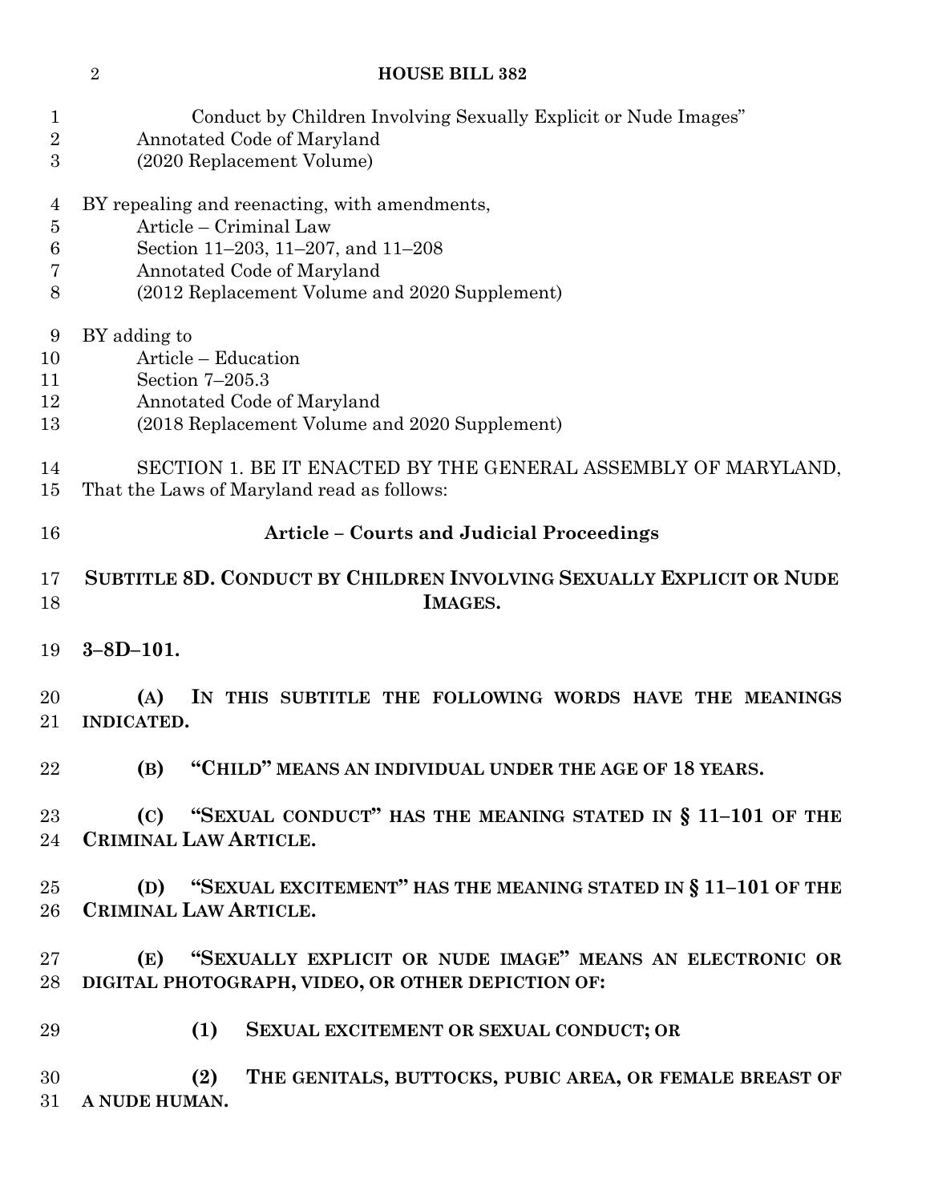Conduct by Children Involving Sexually Explicit or Nude Images"
Annotated Code of Maryland
(2020 Replacement Volume)

BY repealing and reenacting, with amendments,
Article – Criminal Law
Section 11–203, 11–207, and 11–208
Annotated Code of Maryland
(2012 Replacement Volume and 2020 Supplement)

BY adding to
Article – Education
Section 7–205.3
Annotated Code of Maryland
(2018 Replacement Volume and 2020 Supplement)

SECTION 1. BE IT ENACTED BY THE GENERAL ASSEMBLY OF MARYLAND, That the Laws of Maryland read as follows:

**Article – Courts and Judicial Proceedings**

**SUBTITLE 8D. CONDUCT BY CHILDREN INVOLVING SEXUALLY EXPLICIT OR NUDE IMAGES.**

**3–8D–101.**

**(A) IN THIS SUBTITLE THE FOLLOWING WORDS HAVE THE MEANINGS INDICATED.**

**(B) "CHILD" MEANS AN INDIVIDUAL UNDER THE AGE OF 18 YEARS.**

**(C) "SEXUAL CONDUCT" HAS THE MEANING STATED IN § 11–101 OF THE CRIMINAL LAW ARTICLE.**

**(D) "SEXUAL EXCITEMENT" HAS THE MEANING STATED IN § 11–101 OF THE CRIMINAL LAW ARTICLE.**

**(E) "SEXUALLY EXPLICIT OR NUDE IMAGE" MEANS AN ELECTRONIC OR DIGITAL PHOTOGRAPH, VIDEO, OR OTHER DEPICTION OF:**

**(1) SEXUAL EXCITEMENT OR SEXUAL CONDUCT; OR**

**(2) THE GENITALS, BUTTOCKS, PUBIC AREA, OR FEMALE BREAST OF A NUDE HUMAN.**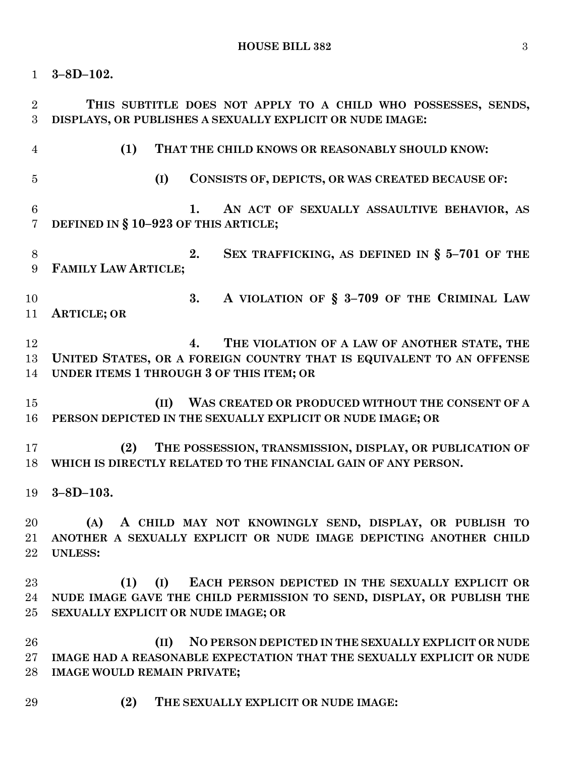**3–8D–102.**

**THIS SUBTITLE DOES NOT APPLY TO A CHILD WHO POSSESSES, SENDS, DISPLAYS, OR PUBLISHES A SEXUALLY EXPLICIT OR NUDE IMAGE:**

**(1) THAT THE CHILD KNOWS OR REASONABLY SHOULD KNOW:**

**(I) CONSISTS OF, DEPICTS, OR WAS CREATED BECAUSE OF:**

**1. AN ACT OF SEXUALLY ASSAULTIVE BEHAVIOR, AS DEFINED IN § 10–923 OF THIS ARTICLE;**

**2. SEX TRAFFICKING, AS DEFINED IN § 5–701 OF THE FAMILY LAW ARTICLE;**

**3. A VIOLATION OF § 3–709 OF THE CRIMINAL LAW ARTICLE; OR**

**4. THE VIOLATION OF A LAW OF ANOTHER STATE, THE UNITED STATES, OR A FOREIGN COUNTRY THAT IS EQUIVALENT TO AN OFFENSE UNDER ITEMS 1 THROUGH 3 OF THIS ITEM; OR**

**(II) WAS CREATED OR PRODUCED WITHOUT THE CONSENT OF A PERSON DEPICTED IN THE SEXUALLY EXPLICIT OR NUDE IMAGE; OR**

**(2) THE POSSESSION, TRANSMISSION, DISPLAY, OR PUBLICATION OF WHICH IS DIRECTLY RELATED TO THE FINANCIAL GAIN OF ANY PERSON.**

**3–8D–103.**

**(A) A CHILD MAY NOT KNOWINGLY SEND, DISPLAY, OR PUBLISH TO ANOTHER A SEXUALLY EXPLICIT OR NUDE IMAGE DEPICTING ANOTHER CHILD UNLESS:**

**(1) (I) EACH PERSON DEPICTED IN THE SEXUALLY EXPLICIT OR NUDE IMAGE GAVE THE CHILD PERMISSION TO SEND, DISPLAY, OR PUBLISH THE SEXUALLY EXPLICIT OR NUDE IMAGE; OR**

**(II) NO PERSON DEPICTED IN THE SEXUALLY EXPLICIT OR NUDE IMAGE HAD A REASONABLE EXPECTATION THAT THE SEXUALLY EXPLICIT OR NUDE IMAGE WOULD REMAIN PRIVATE;**

**(2) THE SEXUALLY EXPLICIT OR NUDE IMAGE:**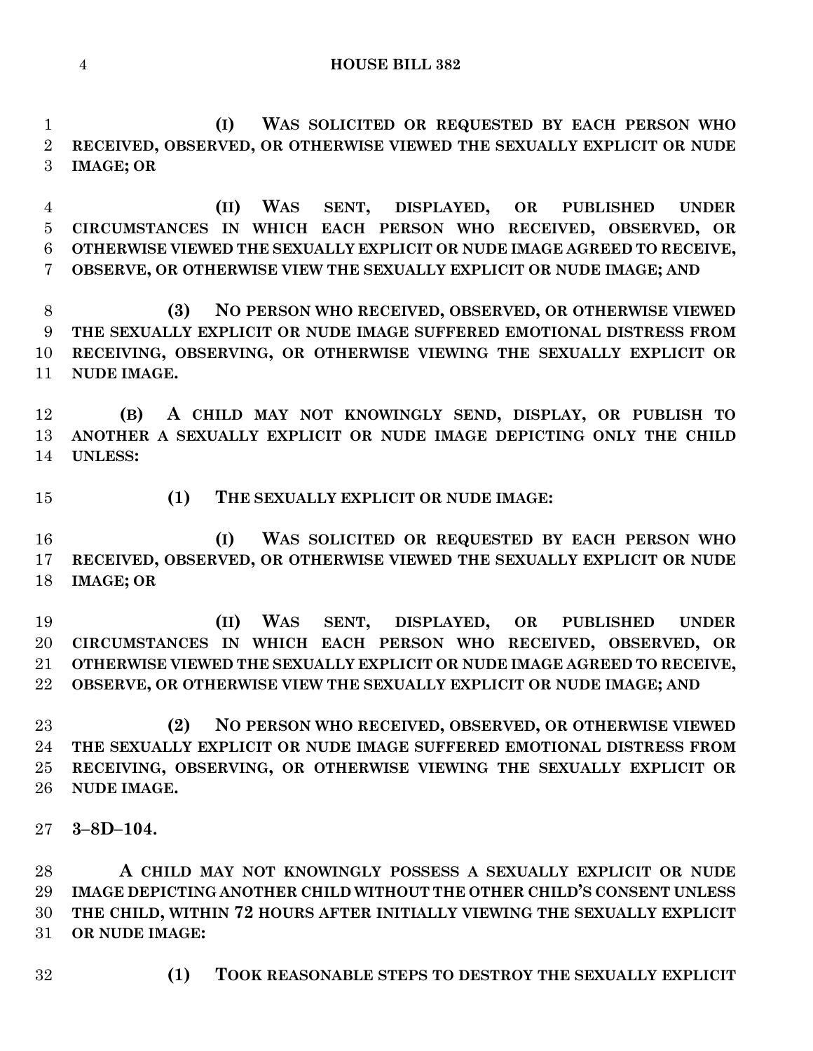**(I) WAS SOLICITED OR REQUESTED BY EACH PERSON WHO RECEIVED, OBSERVED, OR OTHERWISE VIEWED THE SEXUALLY EXPLICIT OR NUDE IMAGE; OR**

**(II) WAS SENT, DISPLAYED, OR PUBLISHED UNDER CIRCUMSTANCES IN WHICH EACH PERSON WHO RECEIVED, OBSERVED, OR OTHERWISE VIEWED THE SEXUALLY EXPLICIT OR NUDE IMAGE AGREED TO RECEIVE, OBSERVE, OR OTHERWISE VIEW THE SEXUALLY EXPLICIT OR NUDE IMAGE; AND**

**(3) NO PERSON WHO RECEIVED, OBSERVED, OR OTHERWISE VIEWED THE SEXUALLY EXPLICIT OR NUDE IMAGE SUFFERED EMOTIONAL DISTRESS FROM RECEIVING, OBSERVING, OR OTHERWISE VIEWING THE SEXUALLY EXPLICIT OR NUDE IMAGE.**

**(B) A CHILD MAY NOT KNOWINGLY SEND, DISPLAY, OR PUBLISH TO ANOTHER A SEXUALLY EXPLICIT OR NUDE IMAGE DEPICTING ONLY THE CHILD UNLESS:**

**(1) THE SEXUALLY EXPLICIT OR NUDE IMAGE:**

**(I) WAS SOLICITED OR REQUESTED BY EACH PERSON WHO RECEIVED, OBSERVED, OR OTHERWISE VIEWED THE SEXUALLY EXPLICIT OR NUDE IMAGE; OR**

**(II) WAS SENT, DISPLAYED, OR PUBLISHED UNDER CIRCUMSTANCES IN WHICH EACH PERSON WHO RECEIVED, OBSERVED, OR OTHERWISE VIEWED THE SEXUALLY EXPLICIT OR NUDE IMAGE AGREED TO RECEIVE, OBSERVE, OR OTHERWISE VIEW THE SEXUALLY EXPLICIT OR NUDE IMAGE; AND**

**(2) NO PERSON WHO RECEIVED, OBSERVED, OR OTHERWISE VIEWED THE SEXUALLY EXPLICIT OR NUDE IMAGE SUFFERED EMOTIONAL DISTRESS FROM RECEIVING, OBSERVING, OR OTHERWISE VIEWING THE SEXUALLY EXPLICIT OR NUDE IMAGE.**

**3–8D–104.**

**A CHILD MAY NOT KNOWINGLY POSSESS A SEXUALLY EXPLICIT OR NUDE IMAGE DEPICTING ANOTHER CHILD WITHOUT THE OTHER CHILD'S CONSENT UNLESS THE CHILD, WITHIN 72 HOURS AFTER INITIALLY VIEWING THE SEXUALLY EXPLICIT OR NUDE IMAGE:**

**(1) TOOK REASONABLE STEPS TO DESTROY THE SEXUALLY EXPLICIT**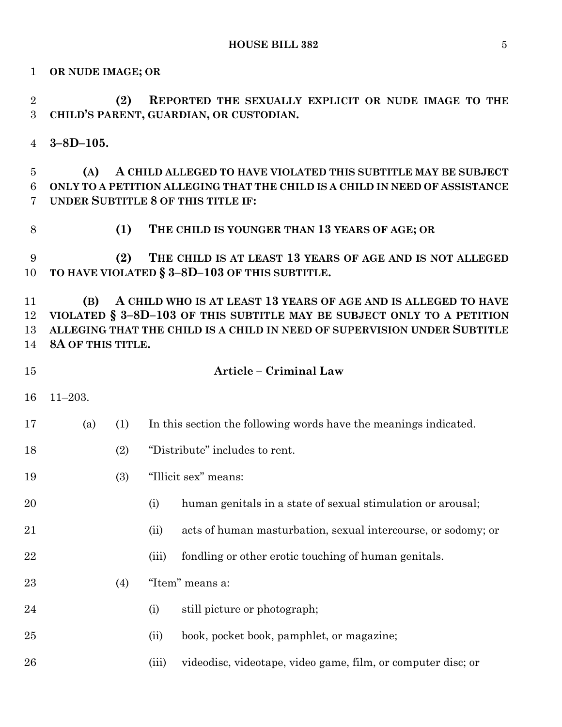**OR NUDE IMAGE; OR**

**(2) REPORTED THE SEXUALLY EXPLICIT OR NUDE IMAGE TO THE CHILD'S PARENT, GUARDIAN, OR CUSTODIAN.**

**3–8D–105.**

**(A) A CHILD ALLEGED TO HAVE VIOLATED THIS SUBTITLE MAY BE SUBJECT ONLY TO A PETITION ALLEGING THAT THE CHILD IS A CHILD IN NEED OF ASSISTANCE UNDER SUBTITLE 8 OF THIS TITLE IF:**

**(1) THE CHILD IS YOUNGER THAN 13 YEARS OF AGE; OR**

**(2) THE CHILD IS AT LEAST 13 YEARS OF AGE AND IS NOT ALLEGED TO HAVE VIOLATED § 3–8D–103 OF THIS SUBTITLE.**

**(B) A CHILD WHO IS AT LEAST 13 YEARS OF AGE AND IS ALLEGED TO HAVE VIOLATED § 3–8D–103 OF THIS SUBTITLE MAY BE SUBJECT ONLY TO A PETITION ALLEGING THAT THE CHILD IS A CHILD IN NEED OF SUPERVISION UNDER SUBTITLE 8A OF THIS TITLE.**

## Article – Criminal Law

11–203.

(a) (1) In this section the following words have the meanings indicated.

(2) "Distribute" includes to rent.

(3) "Illicit sex" means:

(i) human genitals in a state of sexual stimulation or arousal;

(ii) acts of human masturbation, sexual intercourse, or sodomy; or

(iii) fondling or other erotic touching of human genitals.

(4) "Item" means a:

(i) still picture or photograph;

(ii) book, pocket book, pamphlet, or magazine;

(iii) videodisc, videotape, video game, film, or computer disc; or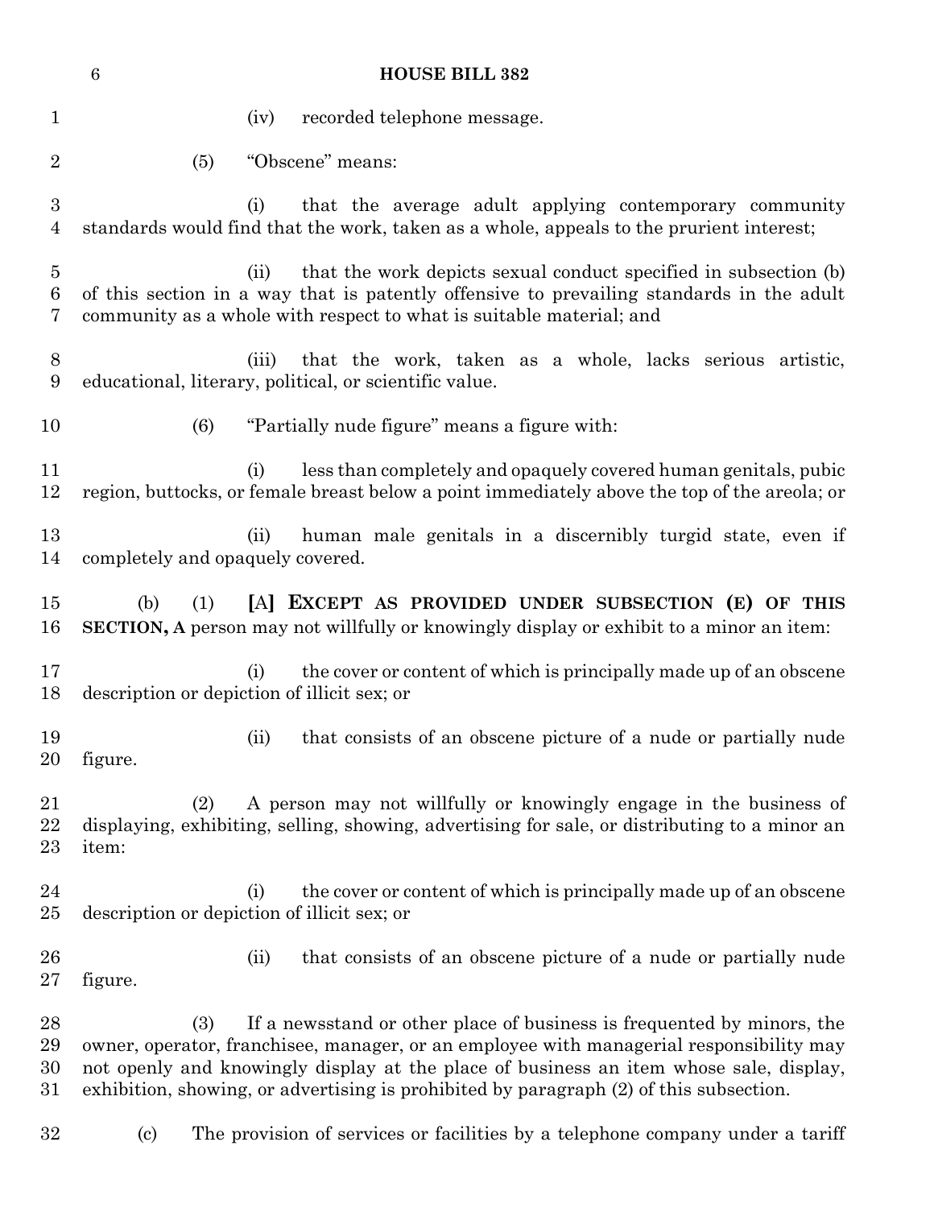(iv) recorded telephone message.

(5) "Obscene" means:

(i) that the average adult applying contemporary community standards would find that the work, taken as a whole, appeals to the prurient interest;

(ii) that the work depicts sexual conduct specified in subsection (b) of this section in a way that is patently offensive to prevailing standards in the adult community as a whole with respect to what is suitable material; and

(iii) that the work, taken as a whole, lacks serious artistic, educational, literary, political, or scientific value.

(6) "Partially nude figure" means a figure with:

(i) less than completely and opaquely covered human genitals, pubic region, buttocks, or female breast below a point immediately above the top of the areola; or

(ii) human male genitals in a discernibly turgid state, even if completely and opaquely covered.

(b) (1) **[**A**] EXCEPT AS PROVIDED UNDER SUBSECTION (E) OF THIS SECTION, A** person may not willfully or knowingly display or exhibit to a minor an item:

(i) the cover or content of which is principally made up of an obscene description or depiction of illicit sex; or

(ii) that consists of an obscene picture of a nude or partially nude figure.

(2) A person may not willfully or knowingly engage in the business of displaying, exhibiting, selling, showing, advertising for sale, or distributing to a minor an item:

(i) the cover or content of which is principally made up of an obscene description or depiction of illicit sex; or

(ii) that consists of an obscene picture of a nude or partially nude figure.

(3) If a newsstand or other place of business is frequented by minors, the owner, operator, franchisee, manager, or an employee with managerial responsibility may not openly and knowingly display at the place of business an item whose sale, display, exhibition, showing, or advertising is prohibited by paragraph (2) of this subsection.

(c) The provision of services or facilities by a telephone company under a tariff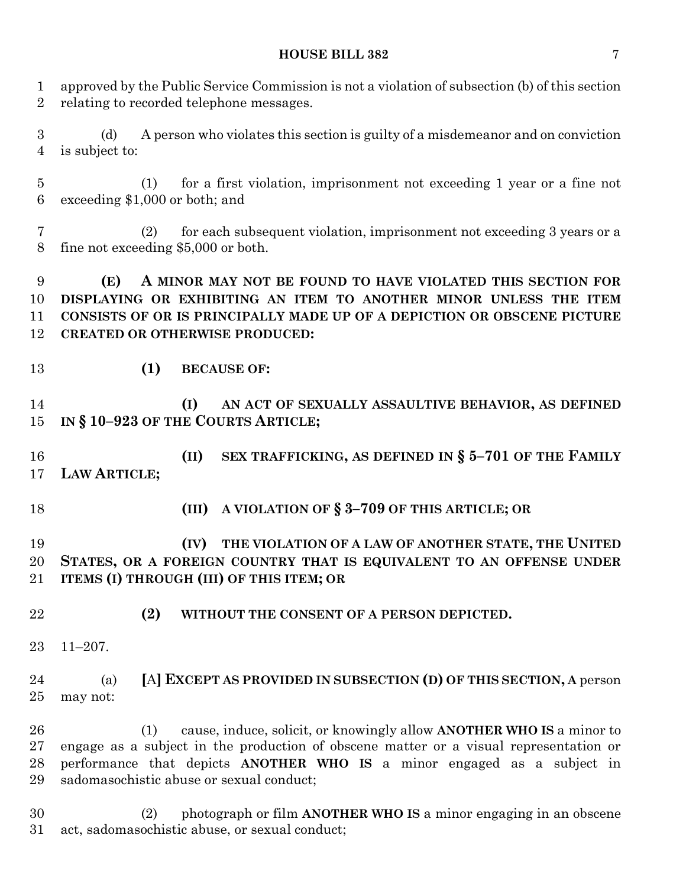approved by the Public Service Commission is not a violation of subsection (b) of this section relating to recorded telephone messages.

(d) A person who violates this section is guilty of a misdemeanor and on conviction is subject to:

(1) for a first violation, imprisonment not exceeding 1 year or a fine not exceeding $1,000 or both; and

(2) for each subsequent violation, imprisonment not exceeding 3 years or a fine not exceeding $5,000 or both.

**(E) A MINOR MAY NOT BE FOUND TO HAVE VIOLATED THIS SECTION FOR DISPLAYING OR EXHIBITING AN ITEM TO ANOTHER MINOR UNLESS THE ITEM CONSISTS OF OR IS PRINCIPALLY MADE UP OF A DEPICTION OR OBSCENE PICTURE CREATED OR OTHERWISE PRODUCED:**

**(1) BECAUSE OF:**

**(I) AN ACT OF SEXUALLY ASSAULTIVE BEHAVIOR, AS DEFINED IN § 10–923 OF THE COURTS ARTICLE;**

**(II) SEX TRAFFICKING, AS DEFINED IN § 5–701 OF THE FAMILY LAW ARTICLE;**

**(III) A VIOLATION OF § 3–709 OF THIS ARTICLE; OR**

**(IV) THE VIOLATION OF A LAW OF ANOTHER STATE, THE UNITED STATES, OR A FOREIGN COUNTRY THAT IS EQUIVALENT TO AN OFFENSE UNDER ITEMS (I) THROUGH (III) OF THIS ITEM; OR**

**(2) WITHOUT THE CONSENT OF A PERSON DEPICTED.**

11–207.

(a) [A] **EXCEPT AS PROVIDED IN SUBSECTION (D) OF THIS SECTION, A** person may not:

(1) cause, induce, solicit, or knowingly allow **ANOTHER WHO IS** a minor to engage as a subject in the production of obscene matter or a visual representation or performance that depicts **ANOTHER WHO IS** a minor engaged as a subject in sadomasochistic abuse or sexual conduct;

(2) photograph or film **ANOTHER WHO IS** a minor engaging in an obscene act, sadomasochistic abuse, or sexual conduct;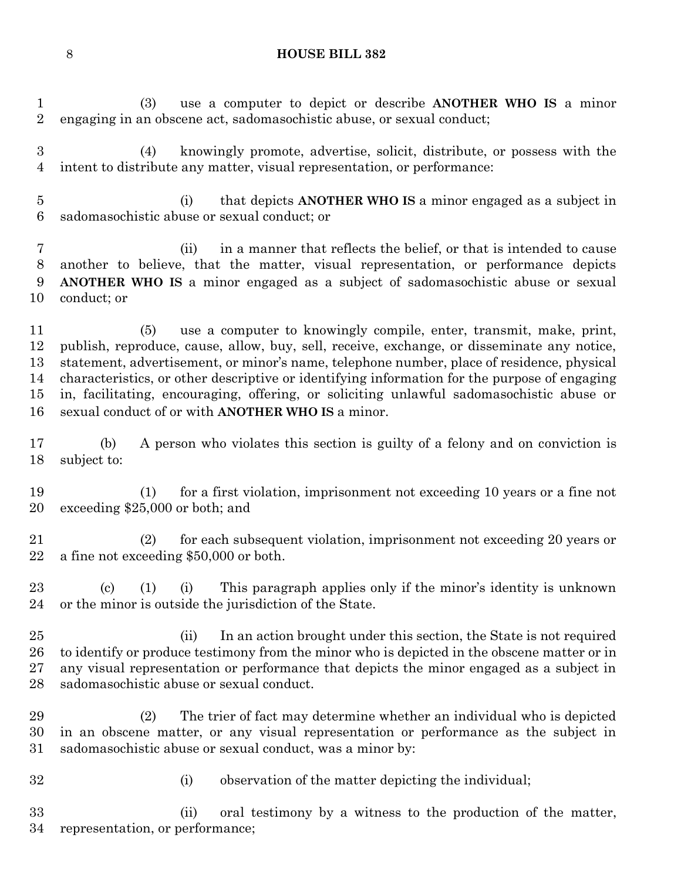(3) use a computer to depict or describe **ANOTHER WHO IS** a minor engaging in an obscene act, sadomasochistic abuse, or sexual conduct;

(4) knowingly promote, advertise, solicit, distribute, or possess with the intent to distribute any matter, visual representation, or performance:

(i) that depicts **ANOTHER WHO IS** a minor engaged as a subject in sadomasochistic abuse or sexual conduct; or

(ii) in a manner that reflects the belief, or that is intended to cause another to believe, that the matter, visual representation, or performance depicts **ANOTHER WHO IS** a minor engaged as a subject of sadomasochistic abuse or sexual conduct; or

(5) use a computer to knowingly compile, enter, transmit, make, print, publish, reproduce, cause, allow, buy, sell, receive, exchange, or disseminate any notice, statement, advertisement, or minor's name, telephone number, place of residence, physical characteristics, or other descriptive or identifying information for the purpose of engaging in, facilitating, encouraging, offering, or soliciting unlawful sadomasochistic abuse or sexual conduct of or with **ANOTHER WHO IS** a minor.

(b) A person who violates this section is guilty of a felony and on conviction is subject to:

(1) for a first violation, imprisonment not exceeding 10 years or a fine not exceeding $25,000 or both; and

(2) for each subsequent violation, imprisonment not exceeding 20 years or a fine not exceeding $50,000 or both.

(c) (1) (i) This paragraph applies only if the minor's identity is unknown or the minor is outside the jurisdiction of the State.

(ii) In an action brought under this section, the State is not required to identify or produce testimony from the minor who is depicted in the obscene matter or in any visual representation or performance that depicts the minor engaged as a subject in sadomasochistic abuse or sexual conduct.

(2) The trier of fact may determine whether an individual who is depicted in an obscene matter, or any visual representation or performance as the subject in sadomasochistic abuse or sexual conduct, was a minor by:

(i) observation of the matter depicting the individual;

(ii) oral testimony by a witness to the production of the matter, representation, or performance;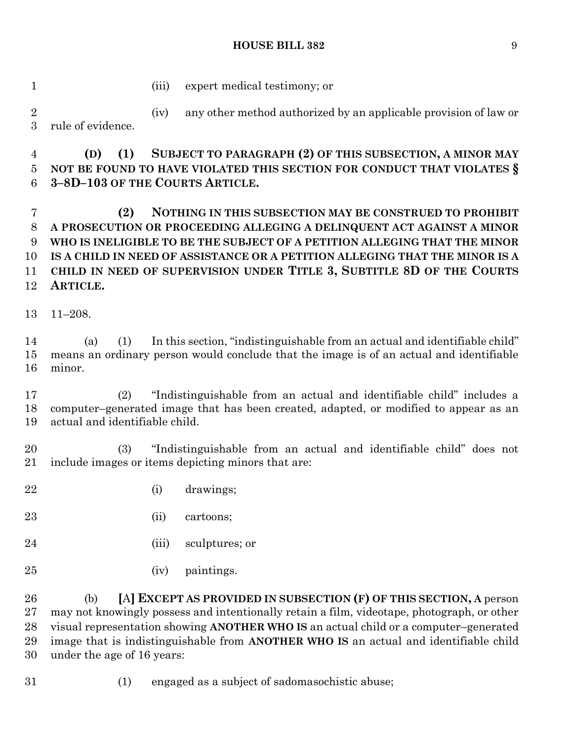(iii) expert medical testimony; or

(iv) any other method authorized by an applicable provision of law or rule of evidence.

**(D) (1) SUBJECT TO PARAGRAPH (2) OF THIS SUBSECTION, A MINOR MAY NOT BE FOUND TO HAVE VIOLATED THIS SECTION FOR CONDUCT THAT VIOLATES § 3–8D–103 OF THE COURTS ARTICLE.**

**(2) NOTHING IN THIS SUBSECTION MAY BE CONSTRUED TO PROHIBIT A PROSECUTION OR PROCEEDING ALLEGING A DELINQUENT ACT AGAINST A MINOR WHO IS INELIGIBLE TO BE THE SUBJECT OF A PETITION ALLEGING THAT THE MINOR IS A CHILD IN NEED OF ASSISTANCE OR A PETITION ALLEGING THAT THE MINOR IS A CHILD IN NEED OF SUPERVISION UNDER TITLE 3, SUBTITLE 8D OF THE COURTS ARTICLE.**

11–208.

(a) (1) In this section, "indistinguishable from an actual and identifiable child" means an ordinary person would conclude that the image is of an actual and identifiable minor.

(2) "Indistinguishable from an actual and identifiable child" includes a computer–generated image that has been created, adapted, or modified to appear as an actual and identifiable child.

(3) "Indistinguishable from an actual and identifiable child" does not include images or items depicting minors that are:

(i) drawings;

(ii) cartoons;

(iii) sculptures; or

(iv) paintings.

(b) **[**A**] EXCEPT AS PROVIDED IN SUBSECTION (F) OF THIS SECTION, A** person may not knowingly possess and intentionally retain a film, videotape, photograph, or other visual representation showing **ANOTHER WHO IS** an actual child or a computer–generated image that is indistinguishable from **ANOTHER WHO IS** an actual and identifiable child under the age of 16 years:

(1) engaged as a subject of sadomasochistic abuse;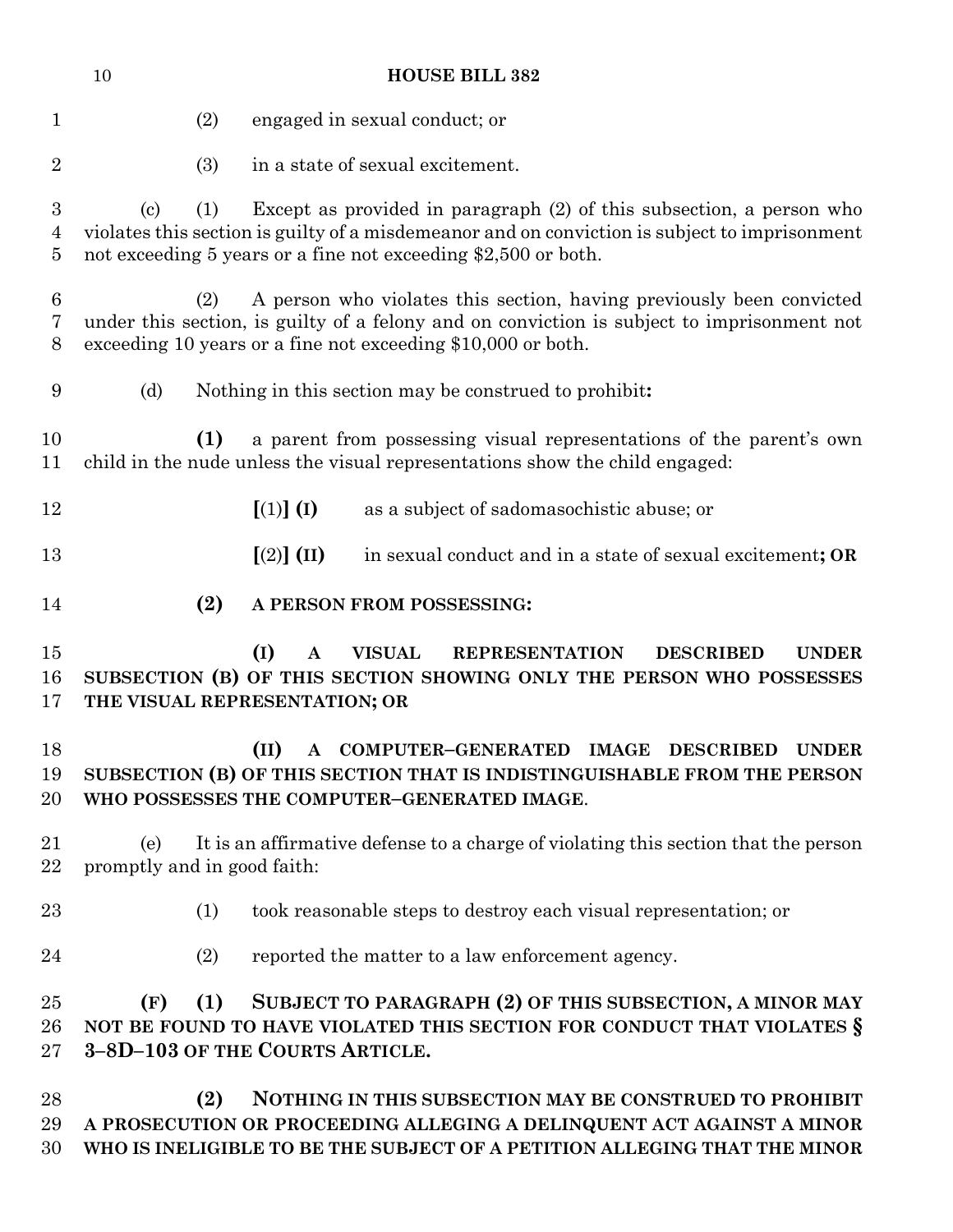(2) engaged in sexual conduct; or

(3) in a state of sexual excitement.

(c) (1) Except as provided in paragraph (2) of this subsection, a person who violates this section is guilty of a misdemeanor and on conviction is subject to imprisonment not exceeding 5 years or a fine not exceeding $2,500 or both.

(2) A person who violates this section, having previously been convicted under this section, is guilty of a felony and on conviction is subject to imprisonment not exceeding 10 years or a fine not exceeding $10,000 or both.

(d) Nothing in this section may be construed to prohibit**:**

**(1)** a parent from possessing visual representations of the parent's own child in the nude unless the visual representations show the child engaged:

**[**(1)**] (I)** as a subject of sadomasochistic abuse; or

**[**(2)**] (II)** in sexual conduct and in a state of sexual excitement**; OR**

**(2) A PERSON FROM POSSESSING:**

**(I) A VISUAL REPRESENTATION DESCRIBED UNDER SUBSECTION (B) OF THIS SECTION SHOWING ONLY THE PERSON WHO POSSESSES THE VISUAL REPRESENTATION; OR**

**(II) A COMPUTER–GENERATED IMAGE DESCRIBED UNDER SUBSECTION (B) OF THIS SECTION THAT IS INDISTINGUISHABLE FROM THE PERSON WHO POSSESSES THE COMPUTER–GENERATED IMAGE**.

(e) It is an affirmative defense to a charge of violating this section that the person promptly and in good faith:

(1) took reasonable steps to destroy each visual representation; or

(2) reported the matter to a law enforcement agency.

**(F) (1) SUBJECT TO PARAGRAPH (2) OF THIS SUBSECTION, A MINOR MAY NOT BE FOUND TO HAVE VIOLATED THIS SECTION FOR CONDUCT THAT VIOLATES § 3–8D–103 OF THE COURTS ARTICLE.**

**(2) NOTHING IN THIS SUBSECTION MAY BE CONSTRUED TO PROHIBIT A PROSECUTION OR PROCEEDING ALLEGING A DELINQUENT ACT AGAINST A MINOR WHO IS INELIGIBLE TO BE THE SUBJECT OF A PETITION ALLEGING THAT THE MINOR**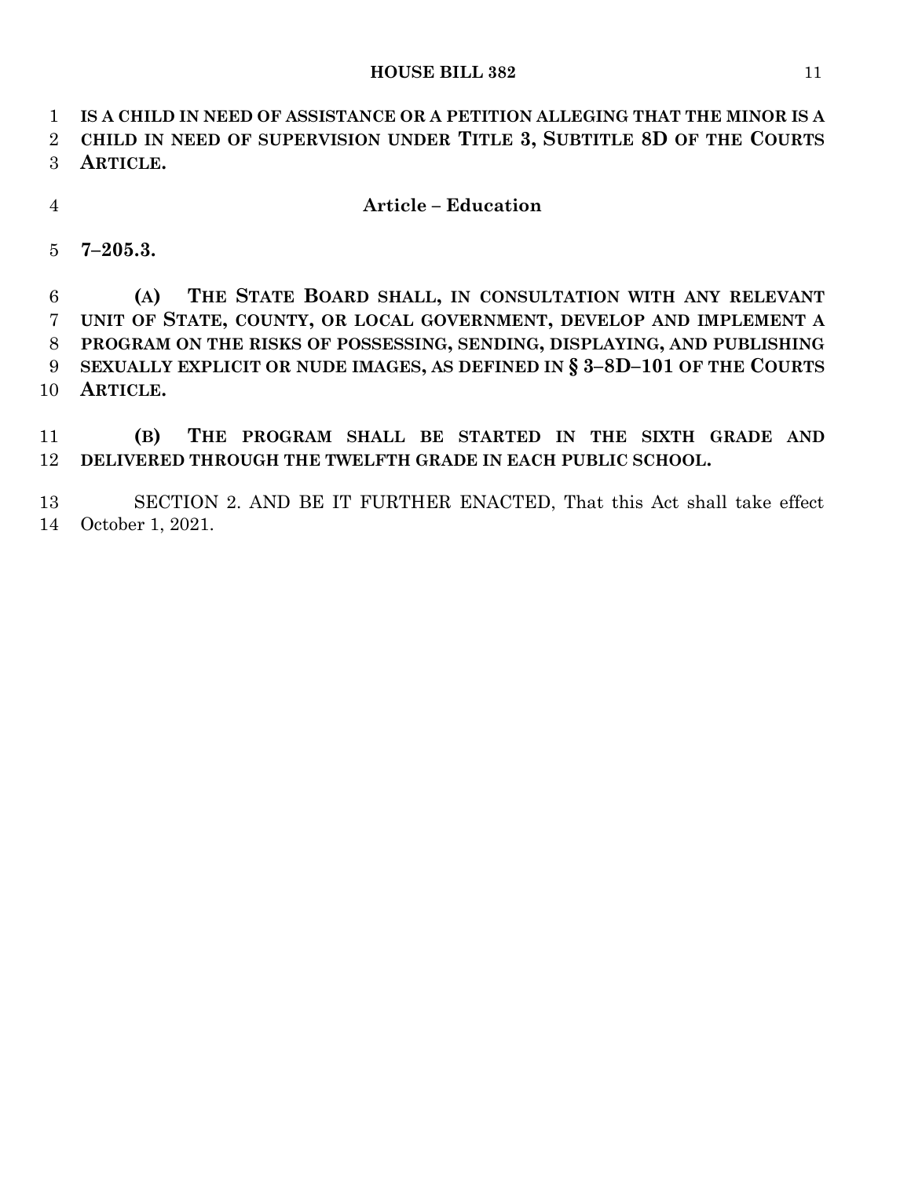**IS A CHILD IN NEED OF ASSISTANCE OR A PETITION ALLEGING THAT THE MINOR IS A CHILD IN NEED OF SUPERVISION UNDER TITLE 3, SUBTITLE 8D OF THE COURTS ARTICLE.**

**Article – Education**

**7–205.3.**

**(A) THE STATE BOARD SHALL, IN CONSULTATION WITH ANY RELEVANT UNIT OF STATE, COUNTY, OR LOCAL GOVERNMENT, DEVELOP AND IMPLEMENT A PROGRAM ON THE RISKS OF POSSESSING, SENDING, DISPLAYING, AND PUBLISHING SEXUALLY EXPLICIT OR NUDE IMAGES, AS DEFINED IN § 3–8D–101 OF THE COURTS ARTICLE.**

**(B) THE PROGRAM SHALL BE STARTED IN THE SIXTH GRADE AND DELIVERED THROUGH THE TWELFTH GRADE IN EACH PUBLIC SCHOOL.**

SECTION 2. AND BE IT FURTHER ENACTED, That this Act shall take effect October 1, 2021.